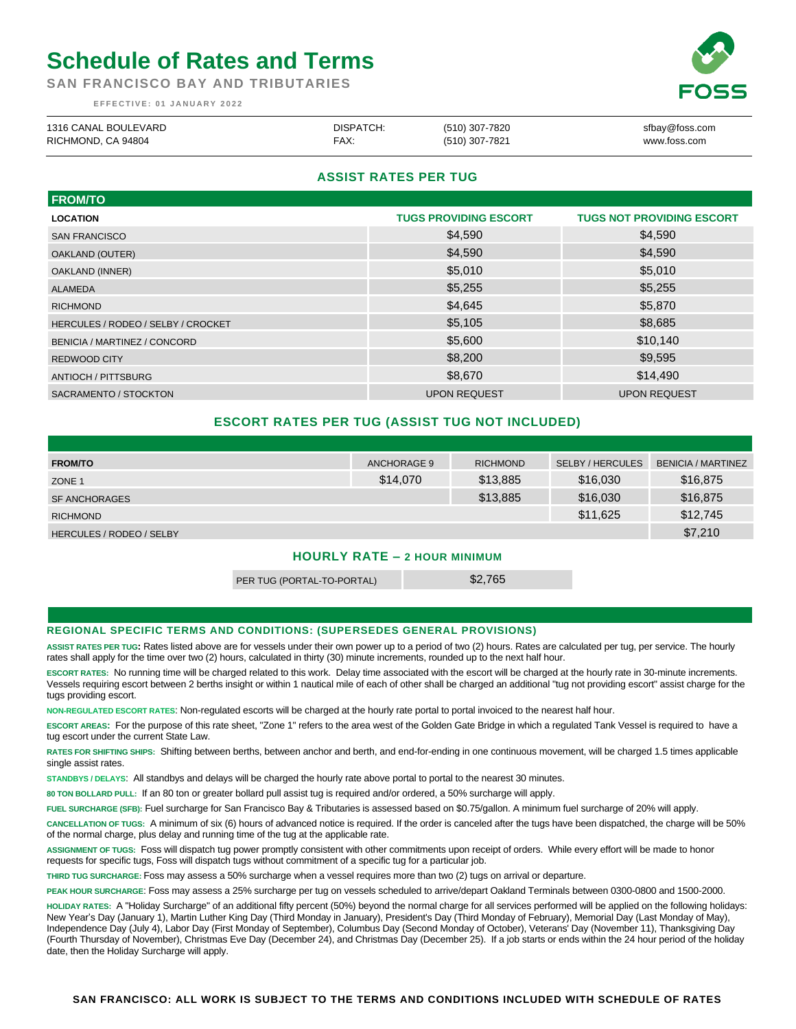# Schedule of Rates and Terms

**SAN FRANCISCO BAY AND TRIBUTARIES**

EFFECTIVE: 01 JANUARY 2022

FOSS

| | | | |
|---|---|---|---|
| 1316 CANAL BOULEVARD | DISPATCH: | (510) 307-7820 | sfbay@foss.com |
| RICHMOND, CA 94804 | FAX: | (510) 307-7821 | www.foss.com |

## ASSIST RATES PER TUG

| FROM/TO | | |
|---|---|---|
| **LOCATION** | **TUGS PROVIDING ESCORT** | **TUGS NOT PROVIDING ESCORT** |
| SAN FRANCISCO | $4,590 | $4,590 |
| OAKLAND (OUTER) | $4,590 | $4,590 |
| OAKLAND (INNER) | $5,010 | $5,010 |
| ALAMEDA | $5,255 | $5,255 |
| RICHMOND | $4,645 | $5,870 |
| HERCULES / RODEO / SELBY / CROCKET | $5,105 | $8,685 |
| BENICIA / MARTINEZ / CONCORD | $5,600 | $10,140 |
| REDWOOD CITY | $8,200 | $9,595 |
| ANTIOCH / PITTSBURG | $8,670 | $14,490 |
| SACRAMENTO / STOCKTON | UPON REQUEST | UPON REQUEST |

## ESCORT RATES PER TUG (ASSIST TUG NOT INCLUDED)

| **FROM/TO** | ANCHORAGE 9 | RICHMOND | SELBY / HERCULES | BENICIA / MARTINEZ |
|---|---|---|---|---|
| ZONE 1 | $14,070 | $13,885 | $16,030 | $16,875 |
| SF ANCHORAGES | | $13,885 | $16,030 | $16,875 |
| RICHMOND | | | $11,625 | $12,745 |
| HERCULES / RODEO / SELBY | | | | $7,210 |

## HOURLY RATE – 2 HOUR MINIMUM

| | |
|---|---|
| PER TUG (PORTAL-TO-PORTAL) | $2,765 |

### REGIONAL SPECIFIC TERMS AND CONDITIONS: (SUPERSEDES GENERAL PROVISIONS)

**ASSIST RATES PER TUG:** Rates listed above are for vessels under their own power up to a period of two (2) hours. Rates are calculated per tug, per service. The hourly rates shall apply for the time over two (2) hours, calculated in thirty (30) minute increments, rounded up to the next half hour.

**ESCORT RATES:** No running time will be charged related to this work. Delay time associated with the escort will be charged at the hourly rate in 30-minute increments. Vessels requiring escort between 2 berths insight or within 1 nautical mile of each of other shall be charged an additional "tug not providing escort" assist charge for the tugs providing escort.

**NON-REGULATED ESCORT RATES**: Non-regulated escorts will be charged at the hourly rate portal to portal invoiced to the nearest half hour.

**ESCORT AREAS:** For the purpose of this rate sheet, "Zone 1" refers to the area west of the Golden Gate Bridge in which a regulated Tank Vessel is required to have a tug escort under the current State Law.

**RATES FOR SHIFTING SHIPS:** Shifting between berths, between anchor and berth, and end-for-ending in one continuous movement, will be charged 1.5 times applicable single assist rates.

**STANDBYS / DELAYS**: All standbys and delays will be charged the hourly rate above portal to portal to the nearest 30 minutes.

**80 TON BOLLARD PULL:** If an 80 ton or greater bollard pull assist tug is required and/or ordered, a 50% surcharge will apply.

**FUEL SURCHARGE (SFB):** Fuel surcharge for San Francisco Bay & Tributaries is assessed based on $0.75/gallon. A minimum fuel surcharge of 20% will apply.

**CANCELLATION OF TUGS:** A minimum of six (6) hours of advanced notice is required. If the order is canceled after the tugs have been dispatched, the charge will be 50% of the normal charge, plus delay and running time of the tug at the applicable rate.

**ASSIGNMENT OF TUGS:** Foss will dispatch tug power promptly consistent with other commitments upon receipt of orders. While every effort will be made to honor requests for specific tugs, Foss will dispatch tugs without commitment of a specific tug for a particular job.

**THIRD TUG SURCHARGE:** Foss may assess a 50% surcharge when a vessel requires more than two (2) tugs on arrival or departure.

**PEAK HOUR SURCHARGE**: Foss may assess a 25% surcharge per tug on vessels scheduled to arrive/depart Oakland Terminals between 0300-0800 and 1500-2000.

**HOLIDAY RATES:** A "Holiday Surcharge" of an additional fifty percent (50%) beyond the normal charge for all services performed will be applied on the following holidays: New Year's Day (January 1), Martin Luther King Day (Third Monday in January), President's Day (Third Monday of February), Memorial Day (Last Monday of May), Independence Day (July 4), Labor Day (First Monday of September), Columbus Day (Second Monday of October), Veterans' Day (November 11), Thanksgiving Day (Fourth Thursday of November), Christmas Eve Day (December 24), and Christmas Day (December 25). If a job starts or ends within the 24 hour period of the holiday date, then the Holiday Surcharge will apply.

**SAN FRANCISCO: ALL WORK IS SUBJECT TO THE TERMS AND CONDITIONS INCLUDED WITH SCHEDULE OF RATES**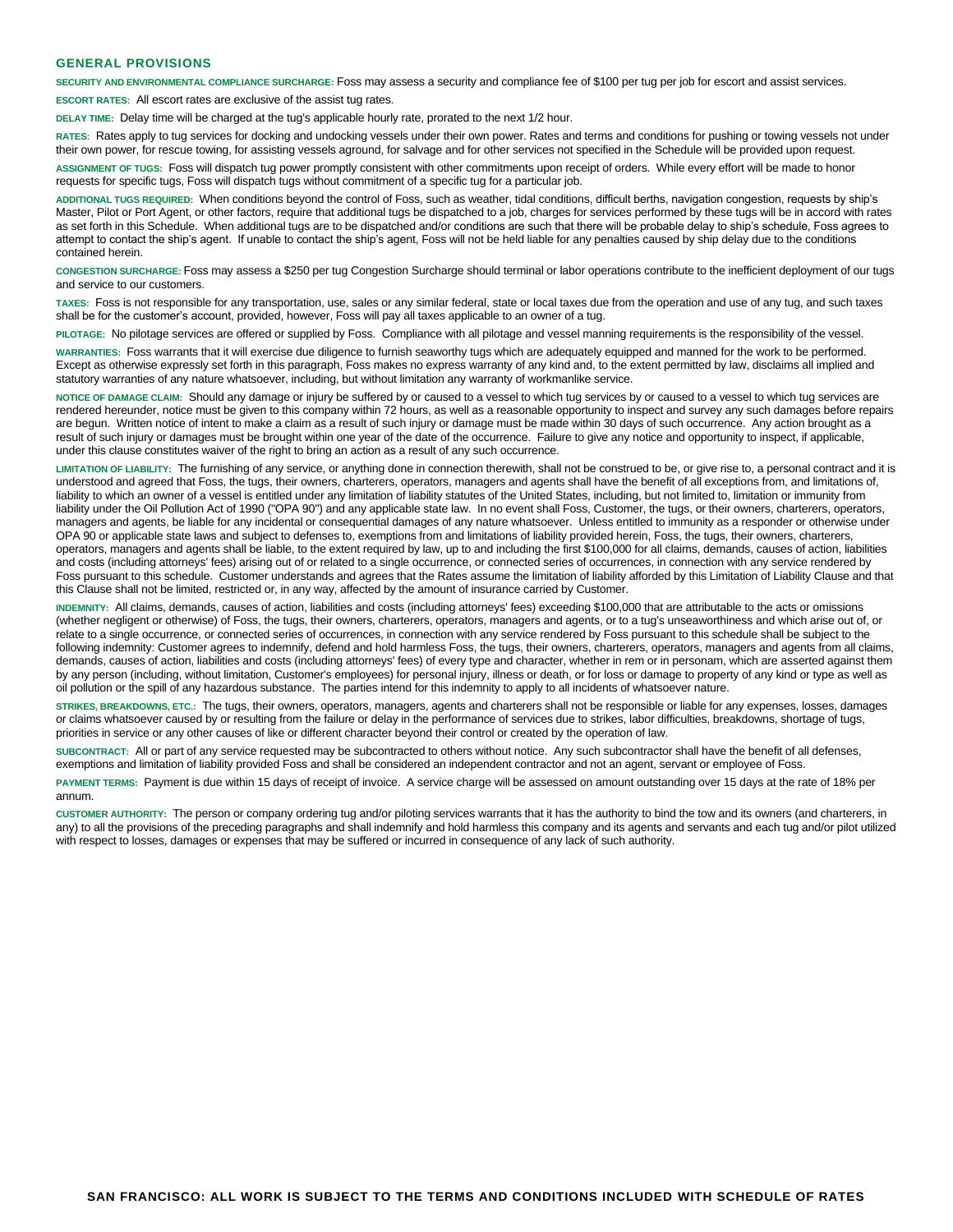## GENERAL PROVISIONS

**SECURITY AND ENVIRONMENTAL COMPLIANCE SURCHARGE:** Foss may assess a security and compliance fee of $100 per tug per job for escort and assist services.

**ESCORT RATES:** All escort rates are exclusive of the assist tug rates.

**DELAY TIME:** Delay time will be charged at the tug's applicable hourly rate, prorated to the next 1/2 hour.

**RATES:** Rates apply to tug services for docking and undocking vessels under their own power. Rates and terms and conditions for pushing or towing vessels not under their own power, for rescue towing, for assisting vessels aground, for salvage and for other services not specified in the Schedule will be provided upon request.

**ASSIGNMENT OF TUGS:** Foss will dispatch tug power promptly consistent with other commitments upon receipt of orders. While every effort will be made to honor requests for specific tugs, Foss will dispatch tugs without commitment of a specific tug for a particular job.

**ADDITIONAL TUGS REQUIRED:** When conditions beyond the control of Foss, such as weather, tidal conditions, difficult berths, navigation congestion, requests by ship's Master, Pilot or Port Agent, or other factors, require that additional tugs be dispatched to a job, charges for services performed by these tugs will be in accord with rates as set forth in this Schedule. When additional tugs are to be dispatched and/or conditions are such that there will be probable delay to ship's schedule, Foss agrees to attempt to contact the ship's agent. If unable to contact the ship's agent, Foss will not be held liable for any penalties caused by ship delay due to the conditions contained herein.

**CONGESTION SURCHARGE:** Foss may assess a $250 per tug Congestion Surcharge should terminal or labor operations contribute to the inefficient deployment of our tugs and service to our customers.

**TAXES:** Foss is not responsible for any transportation, use, sales or any similar federal, state or local taxes due from the operation and use of any tug, and such taxes shall be for the customer's account, provided, however, Foss will pay all taxes applicable to an owner of a tug.

**PILOTAGE:** No pilotage services are offered or supplied by Foss. Compliance with all pilotage and vessel manning requirements is the responsibility of the vessel.

**WARRANTIES:** Foss warrants that it will exercise due diligence to furnish seaworthy tugs which are adequately equipped and manned for the work to be performed. Except as otherwise expressly set forth in this paragraph, Foss makes no express warranty of any kind and, to the extent permitted by law, disclaims all implied and statutory warranties of any nature whatsoever, including, but without limitation any warranty of workmanlike service.

**NOTICE OF DAMAGE CLAIM:** Should any damage or injury be suffered by or caused to a vessel to which tug services by or caused to a vessel to which tug services are rendered hereunder, notice must be given to this company within 72 hours, as well as a reasonable opportunity to inspect and survey any such damages before repairs are begun. Written notice of intent to make a claim as a result of such injury or damage must be made within 30 days of such occurrence. Any action brought as a result of such injury or damages must be brought within one year of the date of the occurrence. Failure to give any notice and opportunity to inspect, if applicable, under this clause constitutes waiver of the right to bring an action as a result of any such occurrence.

**LIMITATION OF LIABILITY:** The furnishing of any service, or anything done in connection therewith, shall not be construed to be, or give rise to, a personal contract and it is understood and agreed that Foss, the tugs, their owners, charterers, operators, managers and agents shall have the benefit of all exceptions from, and limitations of, liability to which an owner of a vessel is entitled under any limitation of liability statutes of the United States, including, but not limited to, limitation or immunity from liability under the Oil Pollution Act of 1990 ("OPA 90") and any applicable state law. In no event shall Foss, Customer, the tugs, or their owners, charterers, operators, managers and agents, be liable for any incidental or consequential damages of any nature whatsoever. Unless entitled to immunity as a responder or otherwise under OPA 90 or applicable state laws and subject to defenses to, exemptions from and limitations of liability provided herein, Foss, the tugs, their owners, charterers, operators, managers and agents shall be liable, to the extent required by law, up to and including the first $100,000 for all claims, demands, causes of action, liabilities and costs (including attorneys' fees) arising out of or related to a single occurrence, or connected series of occurrences, in connection with any service rendered by Foss pursuant to this schedule. Customer understands and agrees that the Rates assume the limitation of liability afforded by this Limitation of Liability Clause and that this Clause shall not be limited, restricted or, in any way, affected by the amount of insurance carried by Customer.

**INDEMNITY:** All claims, demands, causes of action, liabilities and costs (including attorneys' fees) exceeding $100,000 that are attributable to the acts or omissions (whether negligent or otherwise) of Foss, the tugs, their owners, charterers, operators, managers and agents, or to a tug's unseaworthiness and which arise out of, or relate to a single occurrence, or connected series of occurrences, in connection with any service rendered by Foss pursuant to this schedule shall be subject to the following indemnity: Customer agrees to indemnify, defend and hold harmless Foss, the tugs, their owners, charterers, operators, managers and agents from all claims, demands, causes of action, liabilities and costs (including attorneys' fees) of every type and character, whether in rem or in personam, which are asserted against them by any person (including, without limitation, Customer's employees) for personal injury, illness or death, or for loss or damage to property of any kind or type as well as oil pollution or the spill of any hazardous substance. The parties intend for this indemnity to apply to all incidents of whatsoever nature.

**STRIKES, BREAKDOWNS, ETC.:** The tugs, their owners, operators, managers, agents and charterers shall not be responsible or liable for any expenses, losses, damages or claims whatsoever caused by or resulting from the failure or delay in the performance of services due to strikes, labor difficulties, breakdowns, shortage of tugs, priorities in service or any other causes of like or different character beyond their control or created by the operation of law.

**SUBCONTRACT:** All or part of any service requested may be subcontracted to others without notice. Any such subcontractor shall have the benefit of all defenses, exemptions and limitation of liability provided Foss and shall be considered an independent contractor and not an agent, servant or employee of Foss.

**PAYMENT TERMS:** Payment is due within 15 days of receipt of invoice. A service charge will be assessed on amount outstanding over 15 days at the rate of 18% per annum.

**CUSTOMER AUTHORITY:** The person or company ordering tug and/or piloting services warrants that it has the authority to bind the tow and its owners (and charterers, in any) to all the provisions of the preceding paragraphs and shall indemnify and hold harmless this company and its agents and servants and each tug and/or pilot utilized with respect to losses, damages or expenses that may be suffered or incurred in consequence of any lack of such authority.

**SAN FRANCISCO: ALL WORK IS SUBJECT TO THE TERMS AND CONDITIONS INCLUDED WITH SCHEDULE OF RATES**